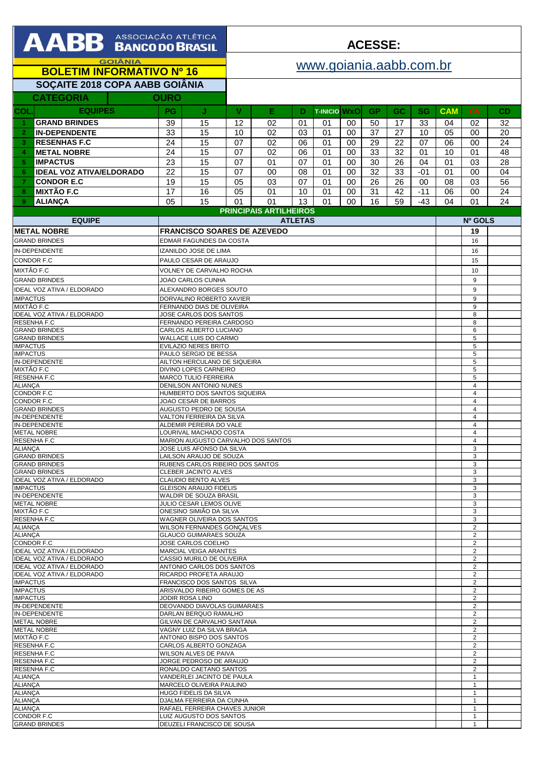**AABB ASSOCIAÇÃO ATLÉTICA BANCO DO BRASIL**

GOIÂNIA

## BOLETIM INFORMATIVO Nº 16

**ACESSE:**

www.goiania.aabb.com.br

### SOÇAITE 2018 COPA AABB GOIÂNIA

**CATEGORIA** **OURO**

| COL. | EQUIPES | PG | J | V | E | D | T-INICIO | WxO | GP | GC | SG | CAM | CV | CD |
|---|---|---|---|---|---|---|---|---|---|---|---|---|---|---|
| 1 | GRAND BRINDES | 39 | 15 | 12 | 02 | 01 | 01 | 00 | 50 | 17 | 33 | 04 | 02 | 32 |
| 2 | IN-DEPENDENTE | 33 | 15 | 10 | 02 | 03 | 01 | 00 | 37 | 27 | 10 | 05 | 00 | 20 |
| 3 | RESENHAS F.C | 24 | 15 | 07 | 02 | 06 | 01 | 00 | 29 | 22 | 07 | 06 | 00 | 24 |
| 4 | METAL NOBRE | 24 | 15 | 07 | 02 | 06 | 01 | 00 | 33 | 32 | 01 | 10 | 01 | 48 |
| 5 | IMPACTUS | 23 | 15 | 07 | 01 | 07 | 01 | 00 | 30 | 26 | 04 | 01 | 03 | 28 |
| 6 | IDEAL VOZ ATIVA/ELDORADO | 22 | 15 | 07 | 00 | 08 | 01 | 00 | 32 | 33 | -01 | 01 | 00 | 04 |
| 7 | CONDOR E.C | 19 | 15 | 05 | 03 | 07 | 01 | 00 | 26 | 26 | 00 | 08 | 03 | 56 |
| 8 | MIXTÃO F.C | 17 | 16 | 05 | 01 | 10 | 01 | 00 | 31 | 42 | -11 | 06 | 00 | 24 |
| 9 | ALIANÇA | 05 | 15 | 01 | 01 | 13 | 01 | 00 | 16 | 59 | -43 | 04 | 01 | 24 |

**PRINCIPAIS ARTILHEIROS**

| EQUIPE | ATLETAS | Nº GOLS |
|---|---|---|
| METAL NOBRE | FRANCISCO SOARES DE AZEVEDO | 19 |
| GRAND BRINDES | EDMAR FAGUNDES DA COSTA | 16 |
| IN-DEPENDENTE | IZANILDO JOSE DE LIMA | 16 |
| CONDOR F.C | PAULO CESAR DE ARAUJO | 15 |
| MIXTÃO F.C | VOLNEY DE CARVALHO ROCHA | 10 |
| GRAND BRINDES | JOAO CARLOS CUNHA | 9 |
| IDEAL VOZ ATIVA / ELDORADO | ALEXANDRO BORGES SOUTO | 9 |
| IMPACTUS | DORVALINO ROBERTO XAVIER | 9 |
| MIXTÃO F.C | FERNANDO DIAS DE OLIVEIRA | 9 |
| IDEAL VOZ ATIVA / ELDORADO | JOSE CARLOS DOS SANTOS | 8 |
| RESENHA F.C | FERNANDO PEREIRA CARDOSO | 8 |
| GRAND BRINDES | CARLOS ALBERTO LUCIANO | 6 |
| GRAND BRINDES | WALLACE LUIS DO CARMO | 5 |
| IMPACTUS | EVILAZIO NERES BRITO | 5 |
| IMPACTUS | PAULO SERGIO DE BESSA | 5 |
| IN-DEPENDENTE | AILTON HERCULANO DE SIQUEIRA | 5 |
| MIXTÃO F.C | DIVINO LOPES CARNEIRO | 5 |
| RESENHA F.C | MARCO TULIO FERREIRA | 5 |
| ALIANÇA | DENILSON ANTONIO NUNES | 4 |
| CONDOR F.C | HUMBERTO DOS SANTOS SIQUEIRA | 4 |
| CONDOR F.C | JOAO CESAR DE BARROS | 4 |
| GRAND BRINDES | AUGUSTO PEDRO DE SOUSA | 4 |
| IN-DEPENDENTE | VALTON FERREIRA DA SILVA | 4 |
| IN-DEPENDENTE | ALDEMIR PEREIRA DO VALE | 4 |
| METAL NOBRE | LOURIVAL MACHADO COSTA | 4 |
| RESENHA F.C | MARION AUGUSTO CARVALHO DOS SANTOS | 4 |
| ALIANÇA | JOSE LUIS AFONSO DA SILVA | 3 |
| GRAND BRINDES | LAILSON ARAUJO DE SOUZA | 3 |
| GRAND BRINDES | RUBENS CARLOS RIBEIRO DOS SANTOS | 3 |
| GRAND BRINDES | CLEBER JACINTO ALVES | 3 |
| IDEAL VOZ ATIVA / ELDORADO | CLAUDIO BENTO ALVES | 3 |
| IMPACTUS | GLEISON ARAUJO FIDELIS | 3 |
| IN-DEPENDENTE | WALDIR DE SOUZA BRASIL | 3 |
| METAL NOBRE | JULIO CESAR LEMOS OLIVE | 3 |
| MIXTÃO F.C | ONESINO SIMIÃO DA SILVA | 3 |
| RESENHA F.C | WAGNER OLIVEIRA DOS SANTOS | 3 |
| ALIANÇA | WILSON FERNANDES GONÇALVES | 2 |
| ALIANÇA | GLAUCO GUIMARAES SOUZA | 2 |
| CONDOR F.C | JOSE CARLOS COELHO | 2 |
| IDEAL VOZ ATIVA / ELDORADO | MARCIAL VEIGA ARANTES | 2 |
| IDEAL VOZ ATIVA / ELDORADO | CASSIO MURILO DE OLIVEIRA | 2 |
| IDEAL VOZ ATIVA / ELDORADO | ANTONIO CARLOS DOS SANTOS | 2 |
| IDEAL VOZ ATIVA / ELDORADO | RICARDO PROFETA ARAUJO | 2 |
| IMPACTUS | FRANCISCO DOS SANTOS SILVA | 2 |
| IMPACTUS | ARISVALDO RIBEIRO GOMES DE AS | 2 |
| IMPACTUS | JODIR ROSA LINO | 2 |
| IN-DEPENDENTE | DEOVANDO DIAVOLAS GUIMARAES | 2 |
| IN-DEPENDENTE | DARLAN BERQUO RAMALHO | 2 |
| METAL NOBRE | GILVAN DE CARVALHO SANTANA | 2 |
| METAL NOBRE | VAGNY LUIZ DA SILVA BRAGA | 2 |
| MIXTÃO F.C | ANTONIO BISPO DOS SANTOS | 2 |
| RESENHA F.C | CARLOS ALBERTO GONZAGA | 2 |
| RESENHA F.C | WILSON ALVES DE PAIVA | 2 |
| RESENHA F.C | JORGE PEDROSO DE ARAUJO | 2 |
| RESENHA F.C | RONALDO CAETANO SANTOS | 2 |
| ALIANÇA | VANDERLEI JACINTO DE PAULA | 1 |
| ALIANÇA | MARCELO OLIVEIRA PAULINO | 1 |
| ALIANÇA | HUGO FIDELIS DA SILVA | 1 |
| ALIANÇA | DJALMA FERREIRA DA CUNHA | 1 |
| ALIANÇA | RAFAEL FERREIRA CHAVES JUNIOR | 1 |
| CONDOR F.C | LUIZ AUGUSTO DOS SANTOS | 1 |
| GRAND BRINDES | DEUZELI FRANCISCO DE SOUSA | 1 |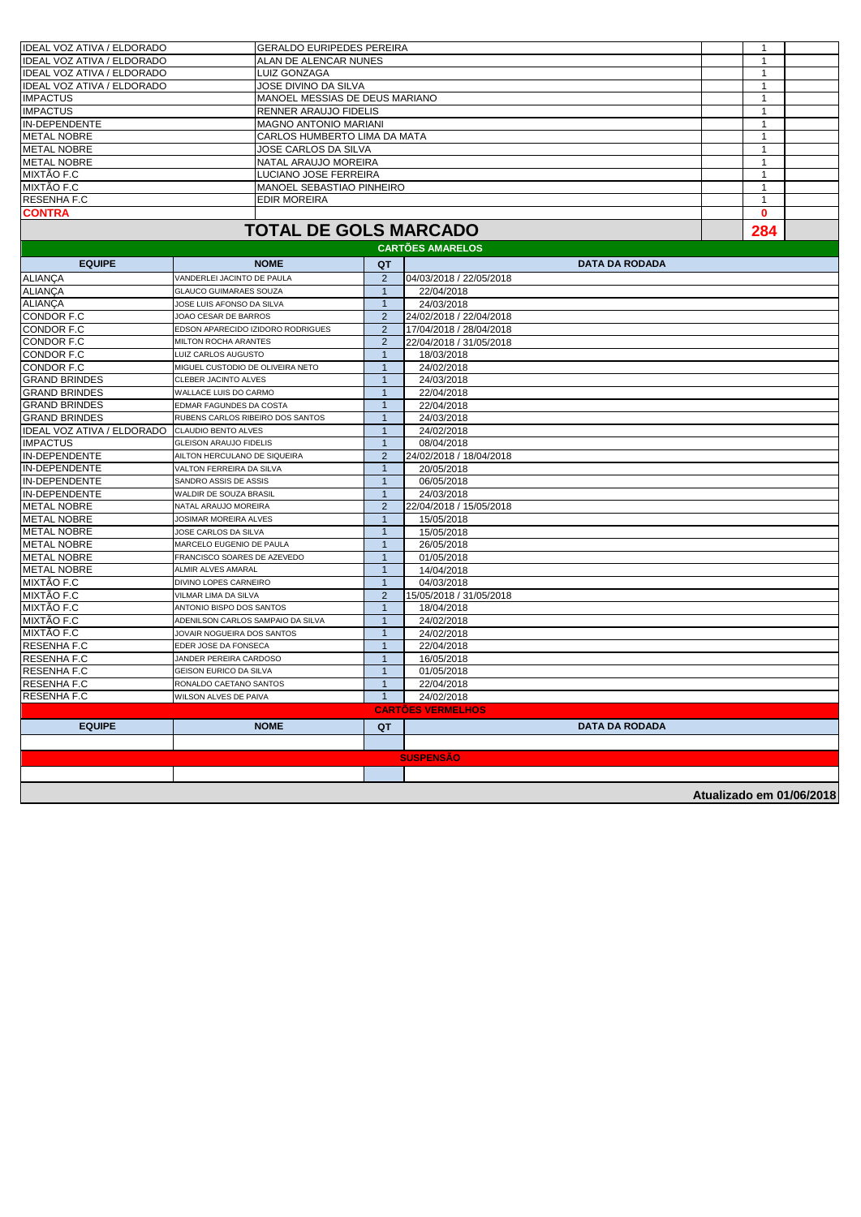| | | |
|---|---|---|
| IDEAL VOZ ATIVA / ELDORADO | GERALDO EURIPEDES PEREIRA | 1 |
| IDEAL VOZ ATIVA / ELDORADO | ALAN DE ALENCAR NUNES | 1 |
| IDEAL VOZ ATIVA / ELDORADO | LUIZ GONZAGA | 1 |
| IDEAL VOZ ATIVA / ELDORADO | JOSE DIVINO DA SILVA | 1 |
| IMPACTUS | MANOEL MESSIAS DE DEUS MARIANO | 1 |
| IMPACTUS | RENNER ARAUJO FIDELIS | 1 |
| IN-DEPENDENTE | MAGNO ANTONIO MARIANI | 1 |
| METAL NOBRE | CARLOS HUMBERTO LIMA DA MATA | 1 |
| METAL NOBRE | JOSE CARLOS DA SILVA | 1 |
| METAL NOBRE | NATAL ARAUJO MOREIRA | 1 |
| MIXTÃO F.C | LUCIANO JOSE FERREIRA | 1 |
| MIXTÃO F.C | MANOEL SEBASTIAO PINHEIRO | 1 |
| RESENHA F.C | EDIR MOREIRA | 1 |
| **CONTRA** | | **0** |
| | **TOTAL DE GOLS MARCADO** | **284** |

## CARTÕES AMARELOS

| EQUIPE | NOME | QT | DATA DA RODADA |
|---|---|---|---|
| ALIANÇA | VANDERLEI JACINTO DE PAULA | 2 | 04/03/2018 / 22/05/2018 |
| ALIANÇA | GLAUCO GUIMARAES SOUZA | 1 | 22/04/2018 |
| ALIANÇA | JOSE LUIS AFONSO DA SILVA | 1 | 24/03/2018 |
| CONDOR F.C | JOAO CESAR DE BARROS | 2 | 24/02/2018 / 22/04/2018 |
| CONDOR F.C | EDSON APARECIDO IZIDORO RODRIGUES | 2 | 17/04/2018 / 28/04/2018 |
| CONDOR F.C | MILTON ROCHA ARANTES | 2 | 22/04/2018 / 31/05/2018 |
| CONDOR F.C | LUIZ CARLOS AUGUSTO | 1 | 18/03/2018 |
| CONDOR F.C | MIGUEL CUSTODIO DE OLIVEIRA NETO | 1 | 24/02/2018 |
| GRAND BRINDES | CLEBER JACINTO ALVES | 1 | 24/03/2018 |
| GRAND BRINDES | WALLACE LUIS DO CARMO | 1 | 22/04/2018 |
| GRAND BRINDES | EDMAR FAGUNDES DA COSTA | 1 | 22/04/2018 |
| GRAND BRINDES | RUBENS CARLOS RIBEIRO DOS SANTOS | 1 | 24/03/2018 |
| IDEAL VOZ ATIVA / ELDORADO | CLAUDIO BENTO ALVES | 1 | 24/02/2018 |
| IMPACTUS | GLEISON ARAUJO FIDELIS | 1 | 08/04/2018 |
| IN-DEPENDENTE | AILTON HERCULANO DE SIQUEIRA | 2 | 24/02/2018 / 18/04/2018 |
| IN-DEPENDENTE | VALTON FERREIRA DA SILVA | 1 | 20/05/2018 |
| IN-DEPENDENTE | SANDRO ASSIS DE ASSIS | 1 | 06/05/2018 |
| IN-DEPENDENTE | WALDIR DE SOUZA BRASIL | 1 | 24/03/2018 |
| METAL NOBRE | NATAL ARAUJO MOREIRA | 2 | 22/04/2018 / 15/05/2018 |
| METAL NOBRE | JOSIMAR MOREIRA ALVES | 1 | 15/05/2018 |
| METAL NOBRE | JOSE CARLOS DA SILVA | 1 | 15/05/2018 |
| METAL NOBRE | MARCELO EUGENIO DE PAULA | 1 | 26/05/2018 |
| METAL NOBRE | FRANCISCO SOARES DE AZEVEDO | 1 | 01/05/2018 |
| METAL NOBRE | ALMIR ALVES AMARAL | 1 | 14/04/2018 |
| MIXTÃO F.C | DIVINO LOPES CARNEIRO | 1 | 04/03/2018 |
| MIXTÃO F.C | VILMAR LIMA DA SILVA | 2 | 15/05/2018 / 31/05/2018 |
| MIXTÃO F.C | ANTONIO BISPO DOS SANTOS | 1 | 18/04/2018 |
| MIXTÃO F.C | ADENILSON CARLOS SAMPAIO DA SILVA | 1 | 24/02/2018 |
| MIXTÃO F.C | JOVAIR NOGUEIRA DOS SANTOS | 1 | 24/02/2018 |
| RESENHA F.C | EDER JOSE DA FONSECA | 1 | 22/04/2018 |
| RESENHA F.C | JANDER PEREIRA CARDOSO | 1 | 16/05/2018 |
| RESENHA F.C | GEISON EURICO DA SILVA | 1 | 01/05/2018 |
| RESENHA F.C | RONALDO CAETANO SANTOS | 1 | 22/04/2018 |
| RESENHA F.C | WILSON ALVES DE PAIVA | 1 | 24/02/2018 |

## CARTÕES VERMELHOS

| EQUIPE | NOME | QT | DATA DA RODADA |
|---|---|---|---|
| | | | |

## SUSPENSÃO

| | | | |
|---|---|---|---|
| | | | |

**Atualizado em 01/06/2018**